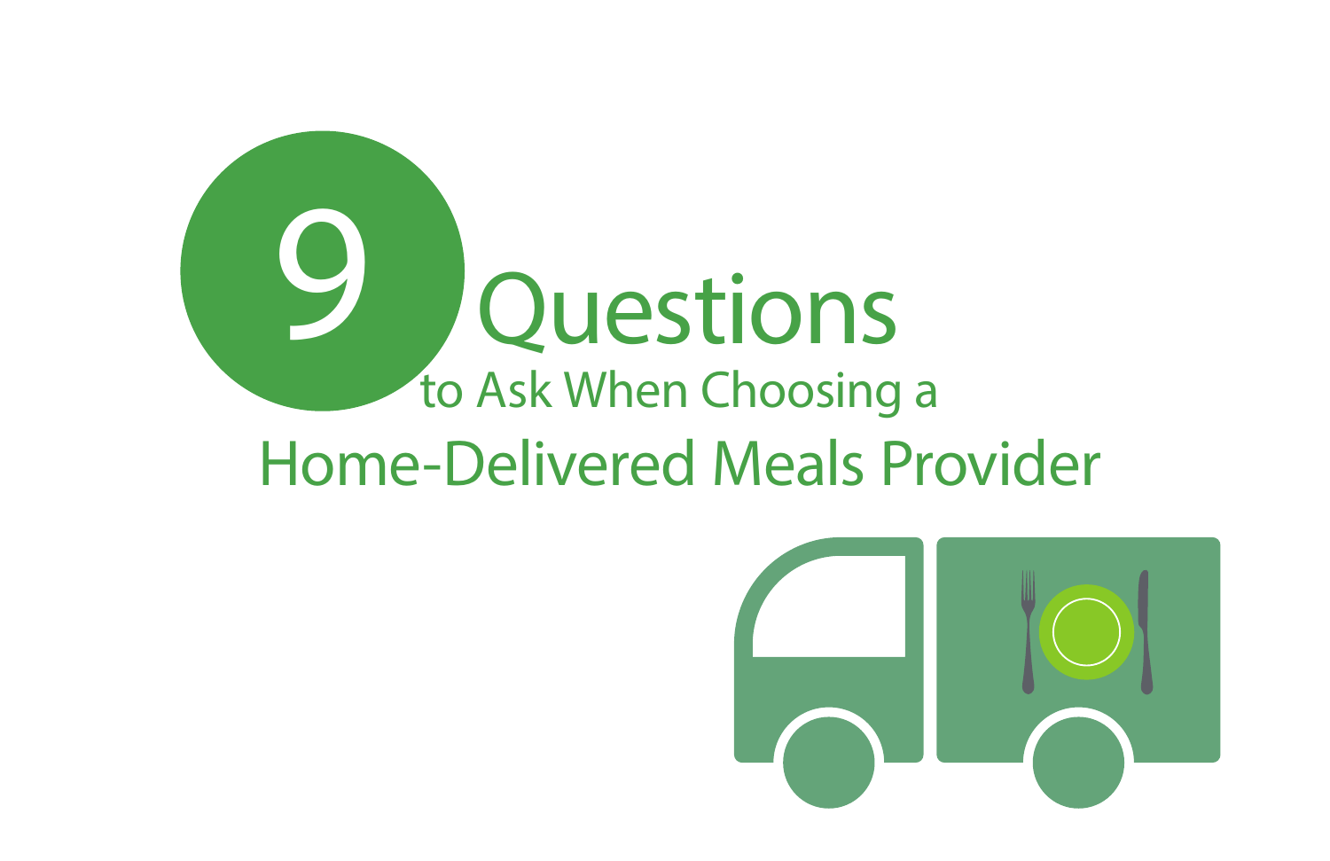# 9 Questions to Ask When Choosing a Home-Delivered Meals Provider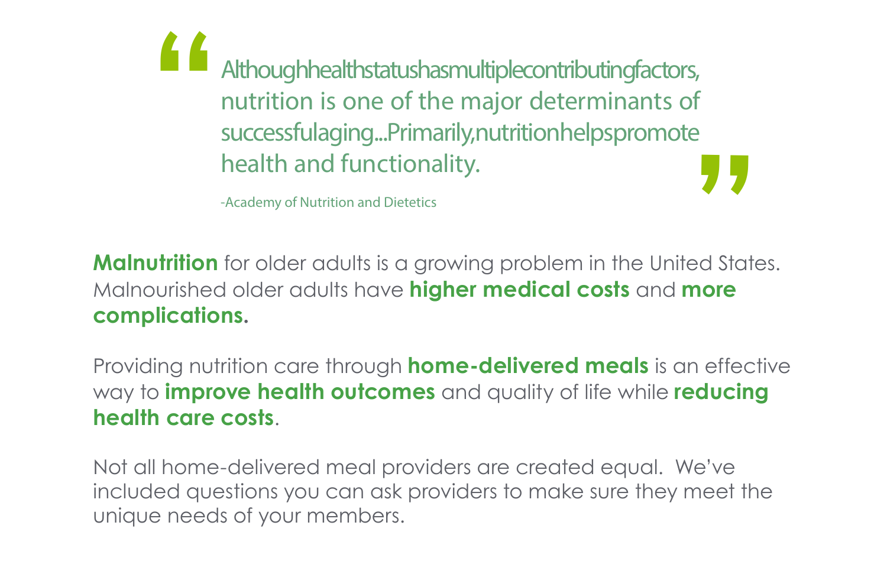> "Although health status has multiple contributing factors, nutrition is one of the major determinants of successful aging...Primarily, nutrition helps promote health and functionality."
>
> -Academy of Nutrition and Dietetics

**Malnutrition** for older adults is a growing problem in the United States. Malnourished older adults have **higher medical costs** and **more complications**.

Providing nutrition care through **home-delivered meals** is an effective way to **improve health outcomes** and quality of life while **reducing health care costs**.

Not all home-delivered meal providers are created equal. We've included questions you can ask providers to make sure they meet the unique needs of your members.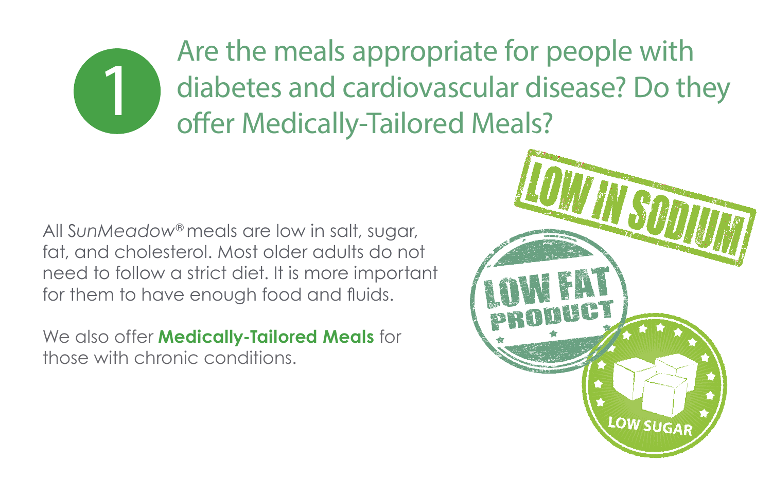## 1 Are the meals appropriate for people with diabetes and cardiovascular disease? Do they offer Medically-Tailored Meals?

All *SunMeadow®* meals are low in salt, sugar, fat, and cholesterol. Most older adults do not need to follow a strict diet. It is more important for them to have enough food and fluids.

We also offer **Medically-Tailored Meals** for those with chronic conditions.

LOW IN SODIUM

LOW FAT PRODUCT

LOW SUGAR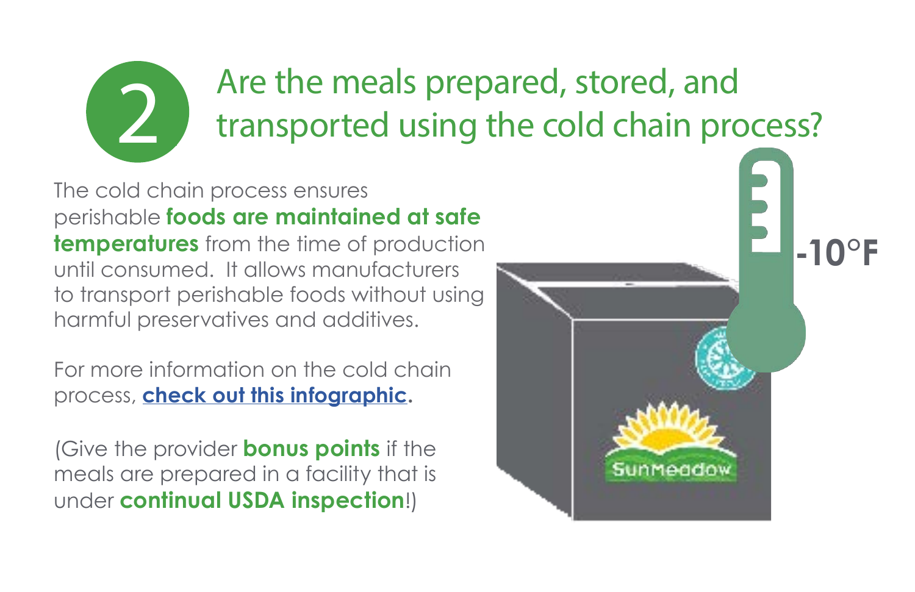## 2 Are the meals prepared, stored, and transported using the cold chain process?

The cold chain process ensures perishable **foods are maintained at safe temperatures** from the time of production until consumed. It allows manufacturers to transport perishable foods without using harmful preservatives and additives.

For more information on the cold chain process, **[check out this infographic]**.

(Give the provider **bonus points** if the meals are prepared in a facility that is under **continual USDA inspection**!)

-10°F

SunMeadow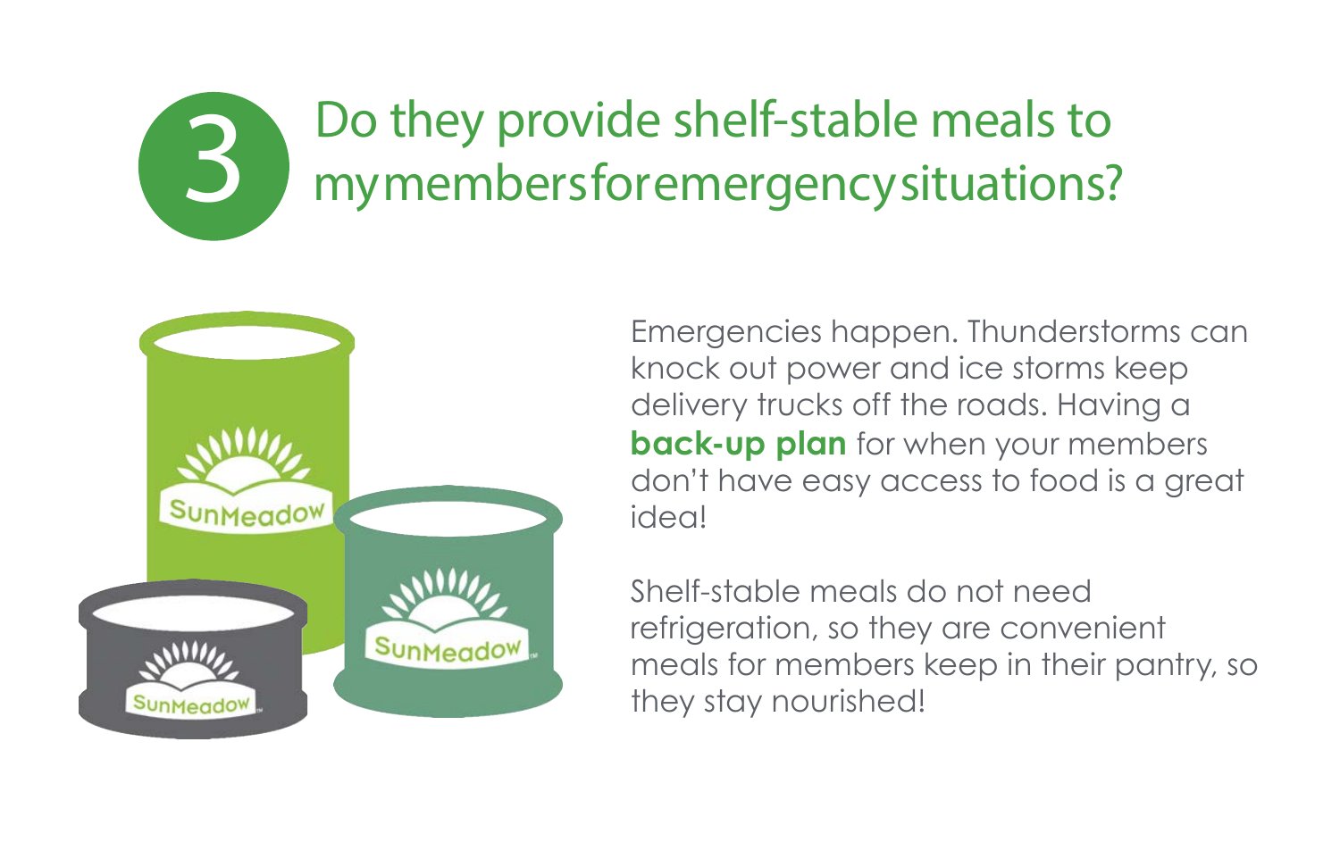## 3 Do they provide shelf-stable meals to my members for emergency situations?

Emergencies happen. Thunderstorms can knock out power and ice storms keep delivery trucks off the roads. Having a **back-up plan** for when your members don't have easy access to food is a great idea!

Shelf-stable meals do not need refrigeration, so they are convenient meals for members keep in their pantry, so they stay nourished!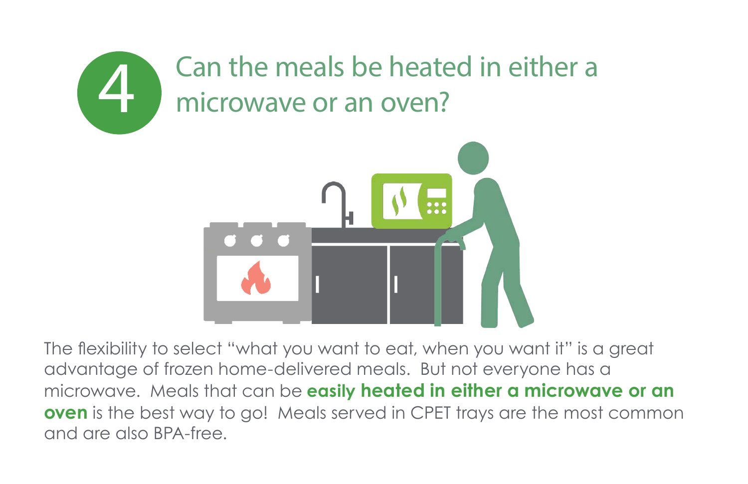## 4 Can the meals be heated in either a microwave or an oven?

The flexibility to select "what you want to eat, when you want it" is a great advantage of frozen home-delivered meals. But not everyone has a microwave. Meals that can be **easily heated in either a microwave or an oven** is the best way to go! Meals served in CPET trays are the most common and are also BPA-free.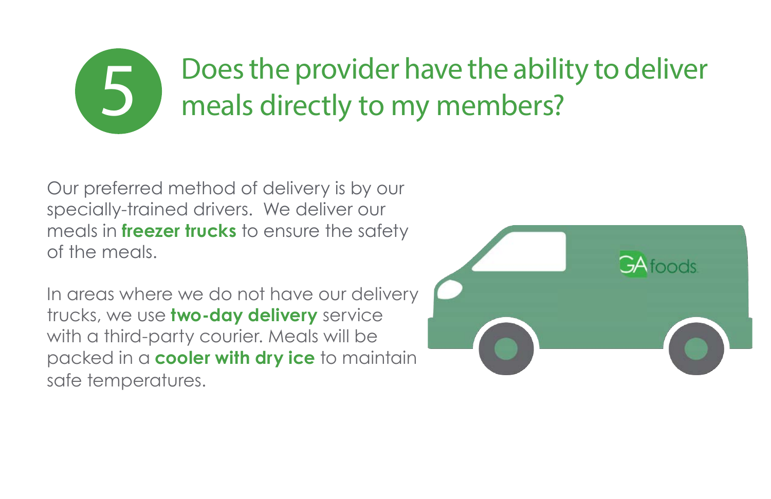# 5 Does the provider have the ability to deliver meals directly to my members?

Our preferred method of delivery is by our specially-trained drivers. We deliver our meals in **freezer trucks** to ensure the safety of the meals.

In areas where we do not have our delivery trucks, we use **two-day delivery** service with a third-party courier. Meals will be packed in a **cooler with dry ice** to maintain safe temperatures.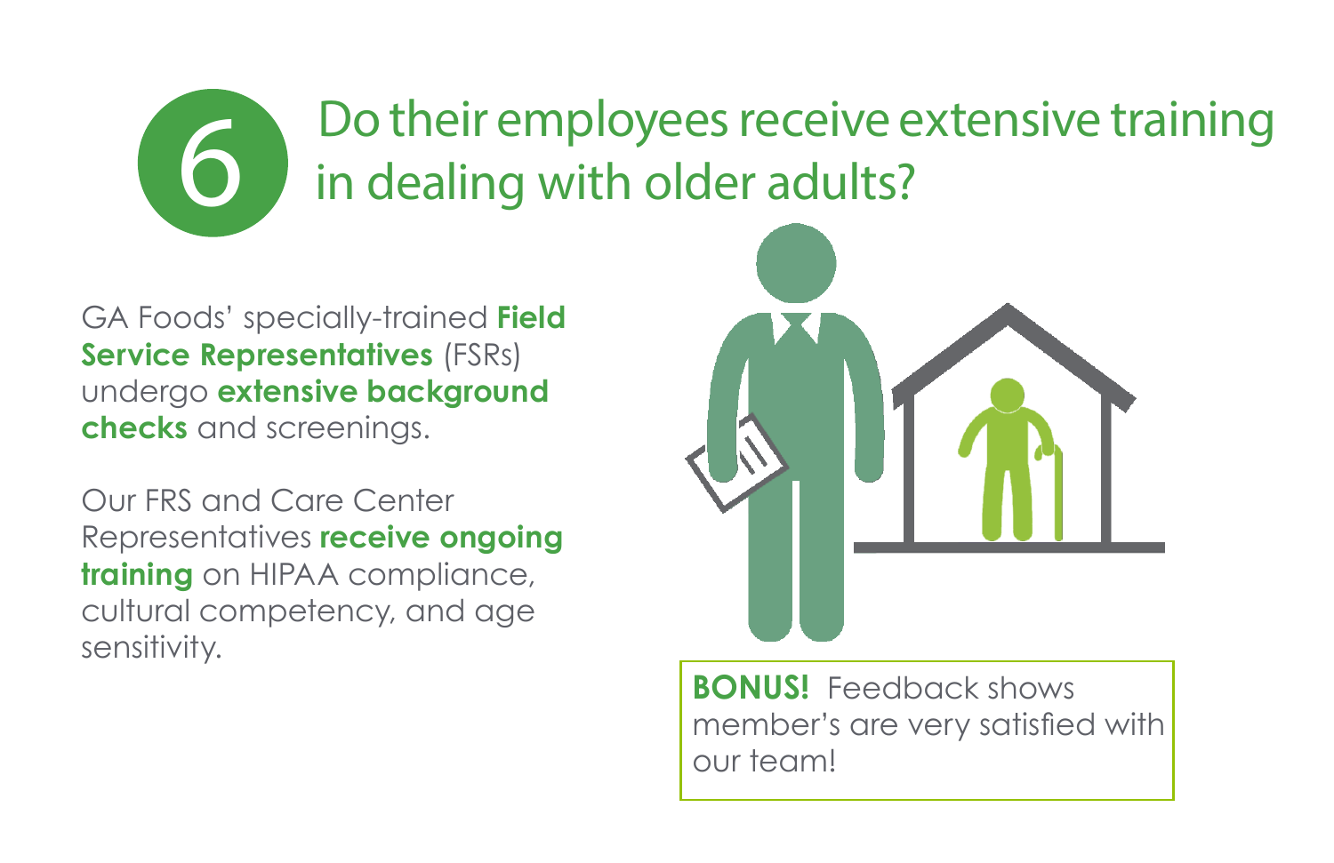## 6 Do their employees receive extensive training in dealing with older adults?

GA Foods' specially-trained **Field Service Representatives** (FSRs) undergo **extensive background checks** and screenings.

Our FRS and Care Center Representatives **receive ongoing training** on HIPAA compliance, cultural competency, and age sensitivity.

**BONUS!** Feedback shows member's are very satisfied with our team!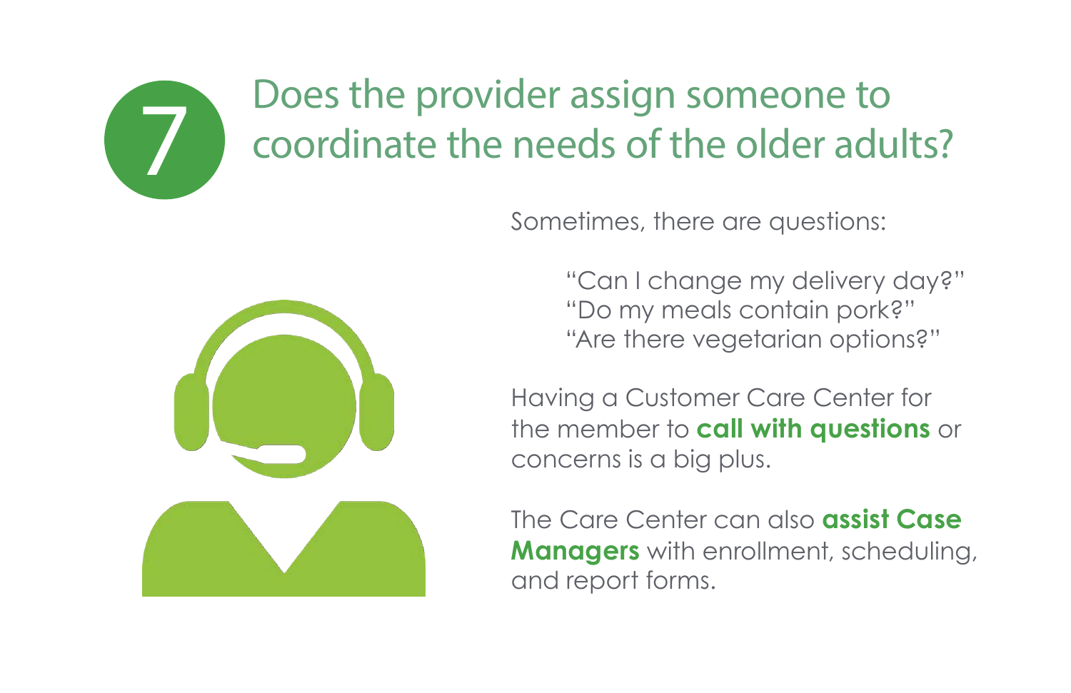## 7 Does the provider assign someone to coordinate the needs of the older adults?

Sometimes, there are questions:

> "Can I change my delivery day?"
> "Do my meals contain pork?"
> "Are there vegetarian options?"

Having a Customer Care Center for the member to **call with questions** or concerns is a big plus.

The Care Center can also **assist Case Managers** with enrollment, scheduling, and report forms.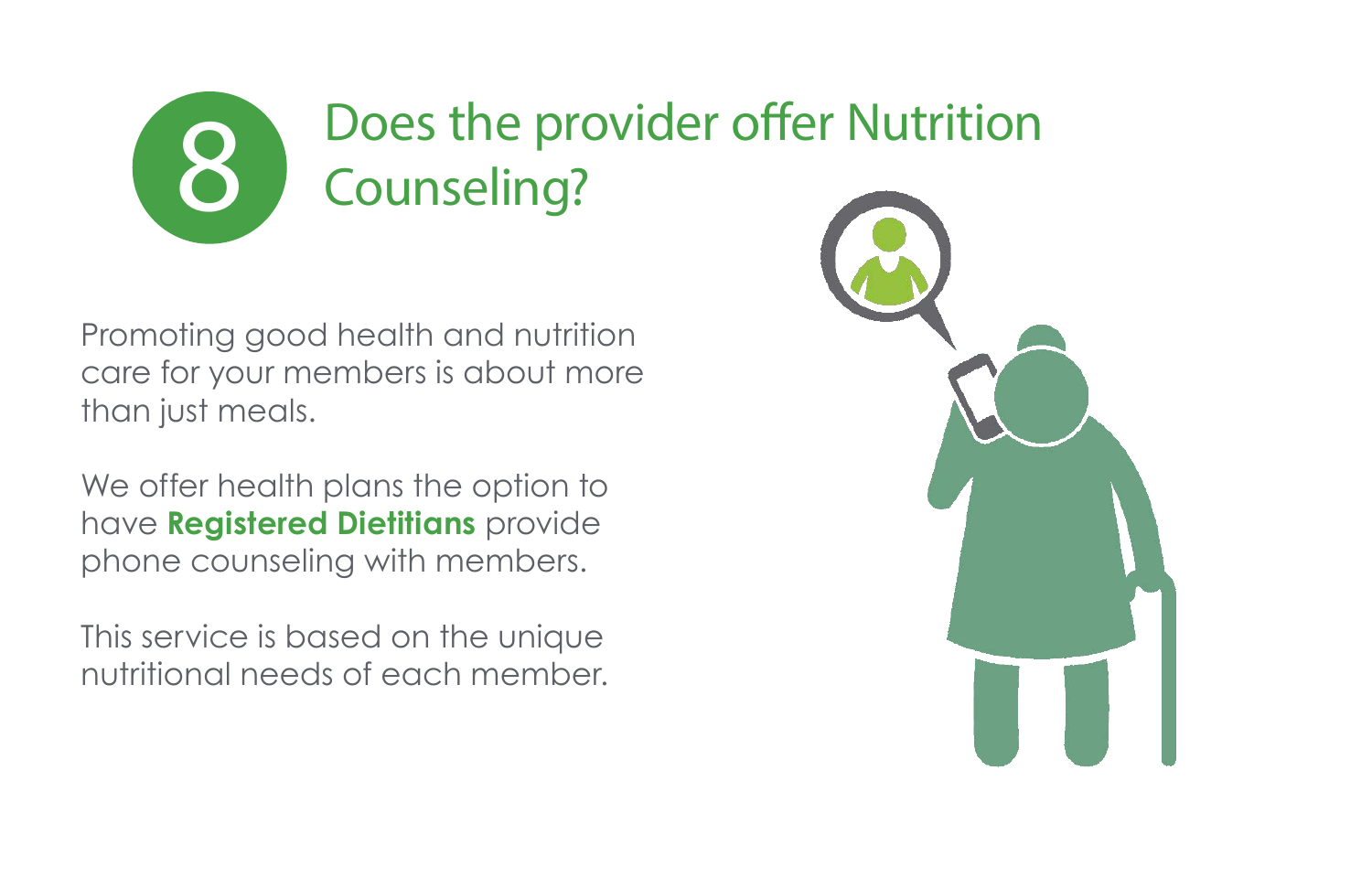# 8 Does the provider offer Nutrition Counseling?

Promoting good health and nutrition care for your members is about more than just meals.

We offer health plans the option to have **Registered Dietitians** provide phone counseling with members.

This service is based on the unique nutritional needs of each member.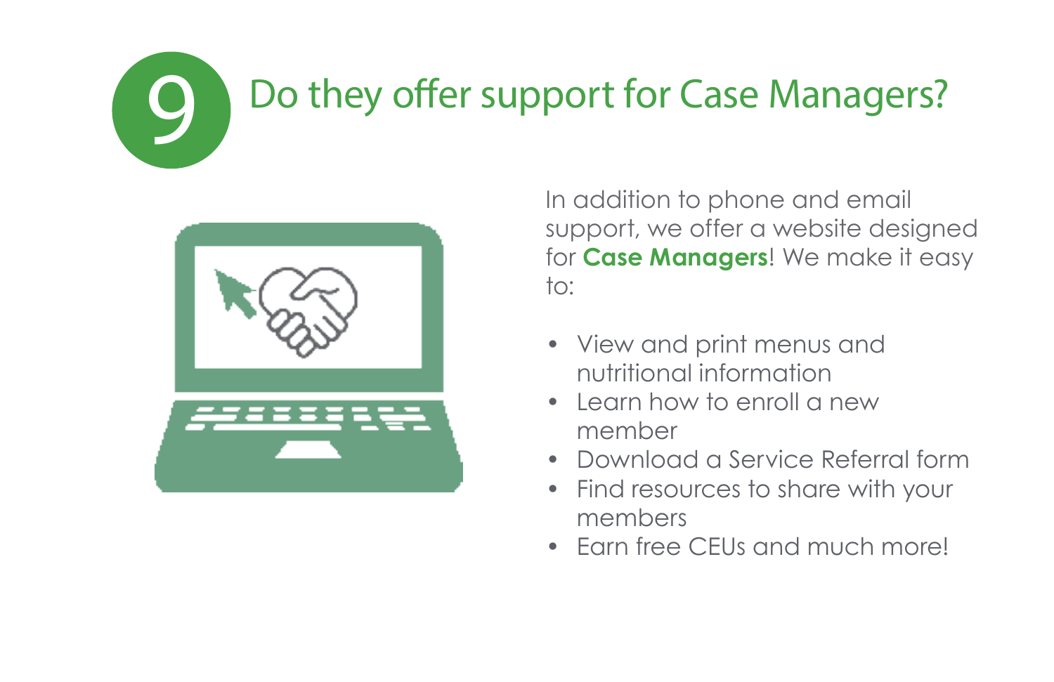# 9 Do they offer support for Case Managers?

In addition to phone and email support, we offer a website designed for **Case Managers**! We make it easy to:

- View and print menus and nutritional information
- Learn how to enroll a new member
- Download a Service Referral form
- Find resources to share with your members
- Earn free CEUs and much more!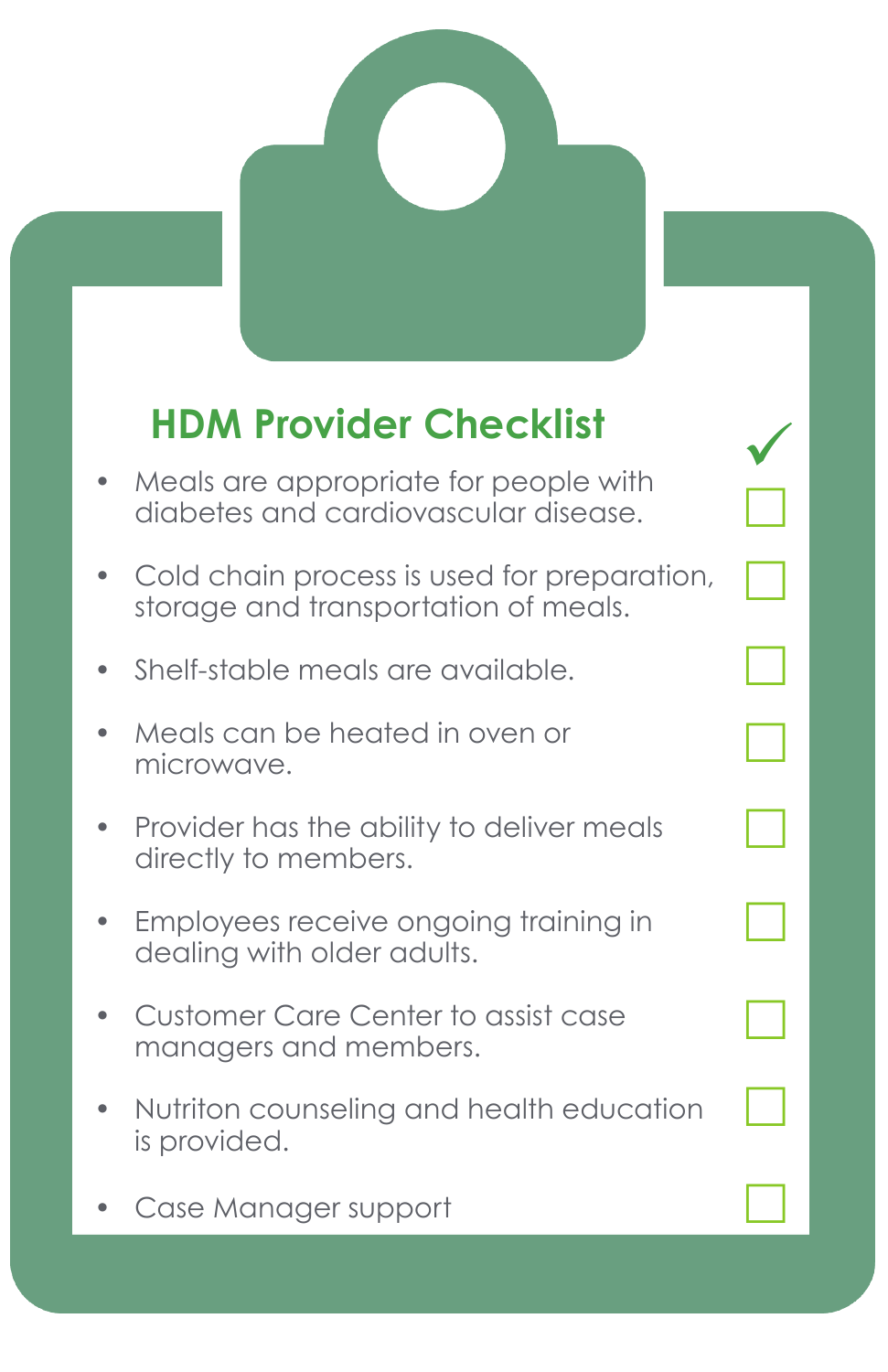## HDM Provider Checklist

- [ ] Meals are appropriate for people with diabetes and cardiovascular disease.
- [ ] Cold chain process is used for preparation, storage and transportation of meals.
- [ ] Shelf-stable meals are available.
- [ ] Meals can be heated in oven or microwave.
- [ ] Provider has the ability to deliver meals directly to members.
- [ ] Employees receive ongoing training in dealing with older adults.
- [ ] Customer Care Center to assist case managers and members.
- [ ] Nutriton counseling and health education is provided.
- [ ] Case Manager support